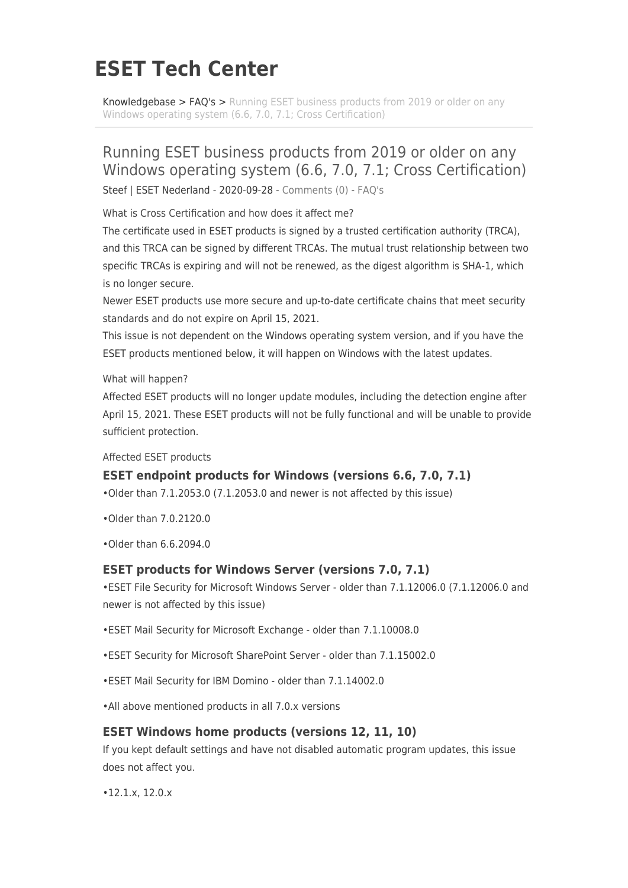# ESET Tech Center

Knowledgebase > FAQ's > Running ESET business products from 2019 or older on any Windows operating system (6.6, 7.0, 7.1; Cross Certification)

## Running ESET business products from 2019 or older on any Windows operating system (6.6, 7.0, 7.1; Cross Certification)

Steef | ESET Nederland - 2020-09-28 - Comments (0) - FAQ's

What is Cross Certification and how does it affect me?

The certificate used in ESET products is signed by a trusted certification authority (TRCA), and this TRCA can be signed by different TRCAs. The mutual trust relationship between two specific TRCAs is expiring and will not be renewed, as the digest algorithm is SHA-1, which is no longer secure.

Newer ESET products use more secure and up-to-date certificate chains that meet security standards and do not expire on April 15, 2021.

This issue is not dependent on the Windows operating system version, and if you have the ESET products mentioned below, it will happen on Windows with the latest updates.

What will happen?

Affected ESET products will no longer update modules, including the detection engine after April 15, 2021. These ESET products will not be fully functional and will be unable to provide sufficient protection.

Affected ESET products

### ESET endpoint products for Windows (versions 6.6, 7.0, 7.1)

- Older than 7.1.2053.0 (7.1.2053.0 and newer is not affected by this issue)
- Older than 7.0.2120.0
- Older than 6.6.2094.0

### ESET products for Windows Server (versions 7.0, 7.1)

- ESET File Security for Microsoft Windows Server - older than 7.1.12006.0 (7.1.12006.0 and newer is not affected by this issue)
- ESET Mail Security for Microsoft Exchange - older than 7.1.10008.0
- ESET Security for Microsoft SharePoint Server - older than 7.1.15002.0
- ESET Mail Security for IBM Domino - older than 7.1.14002.0
- All above mentioned products in all 7.0.x versions

### ESET Windows home products (versions 12, 11, 10)

If you kept default settings and have not disabled automatic program updates, this issue does not affect you.

- 12.1.x, 12.0.x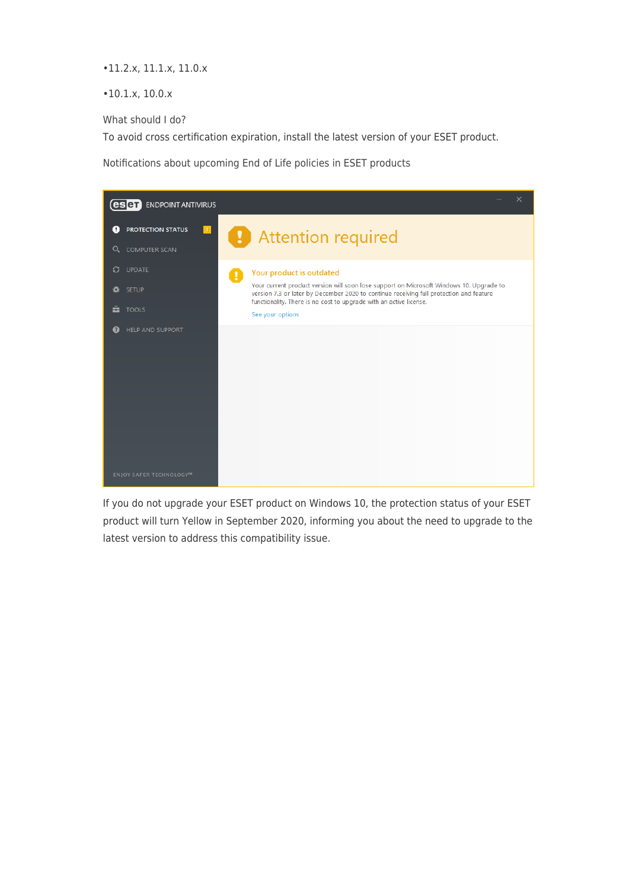- 11.2.x, 11.1.x, 11.0.x
- 10.1.x, 10.0.x

What should I do?

To avoid cross certification expiration, install the latest version of your ESET product.

Notifications about upcoming End of Life policies in ESET products

If you do not upgrade your ESET product on Windows 10, the protection status of your ESET product will turn Yellow in September 2020, informing you about the need to upgrade to the latest version to address this compatibility issue.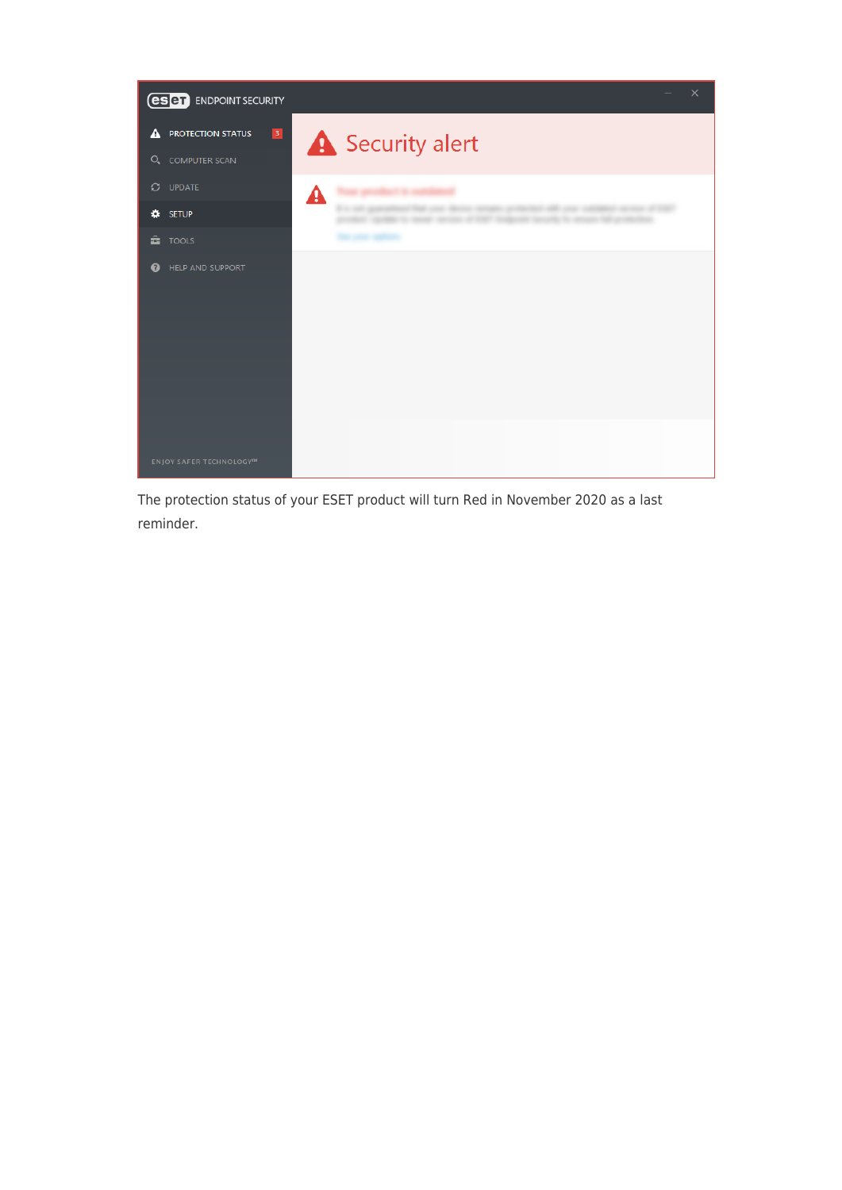The protection status of your ESET product will turn Red in November 2020 as a last reminder.